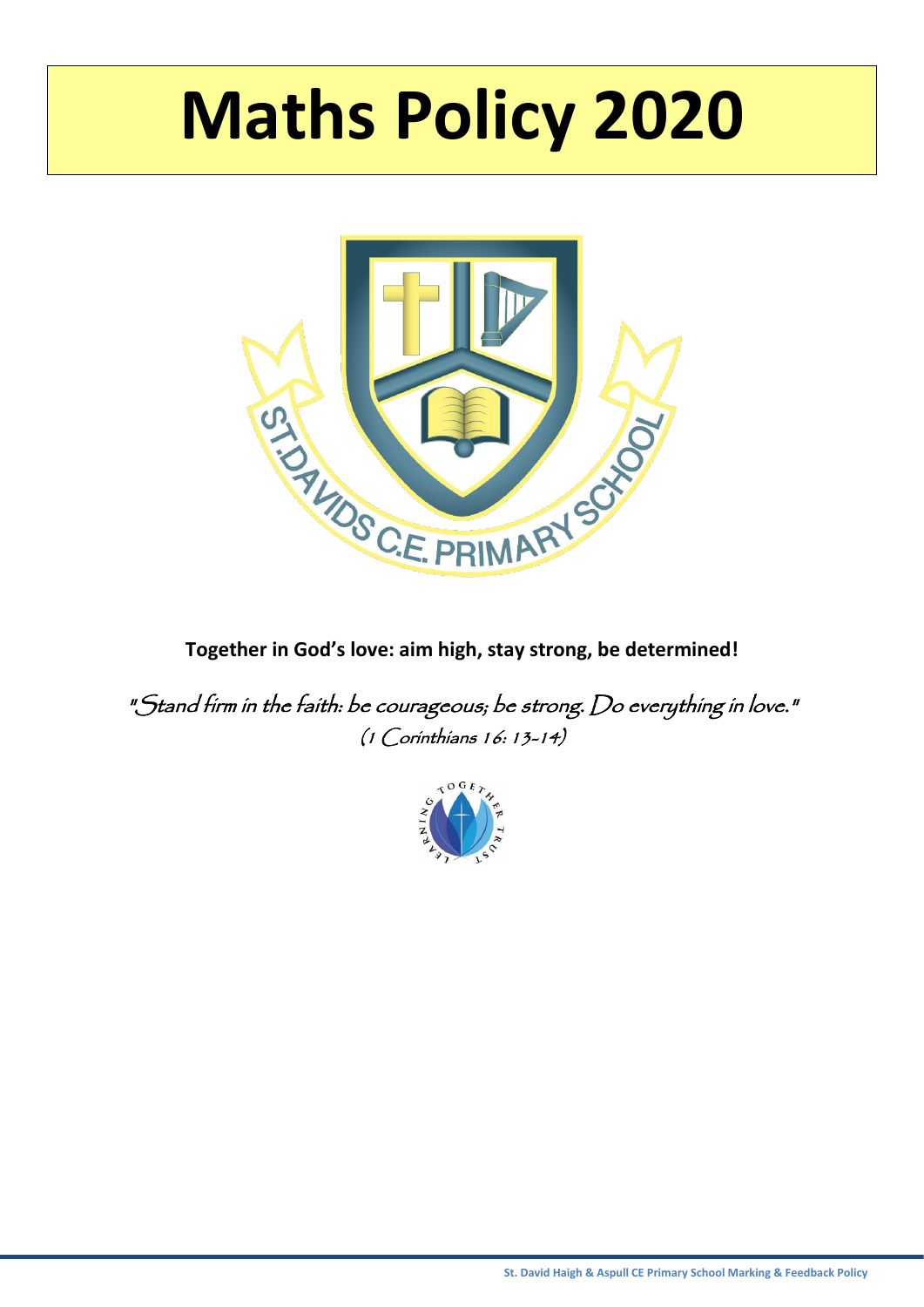# Maths Policy 2020

**Together in God's love: aim high, stay strong, be determined!**

*"Stand firm in the faith: be courageous; be strong. Do everything in love."*
*(1 Corinthians 16: 13-14)*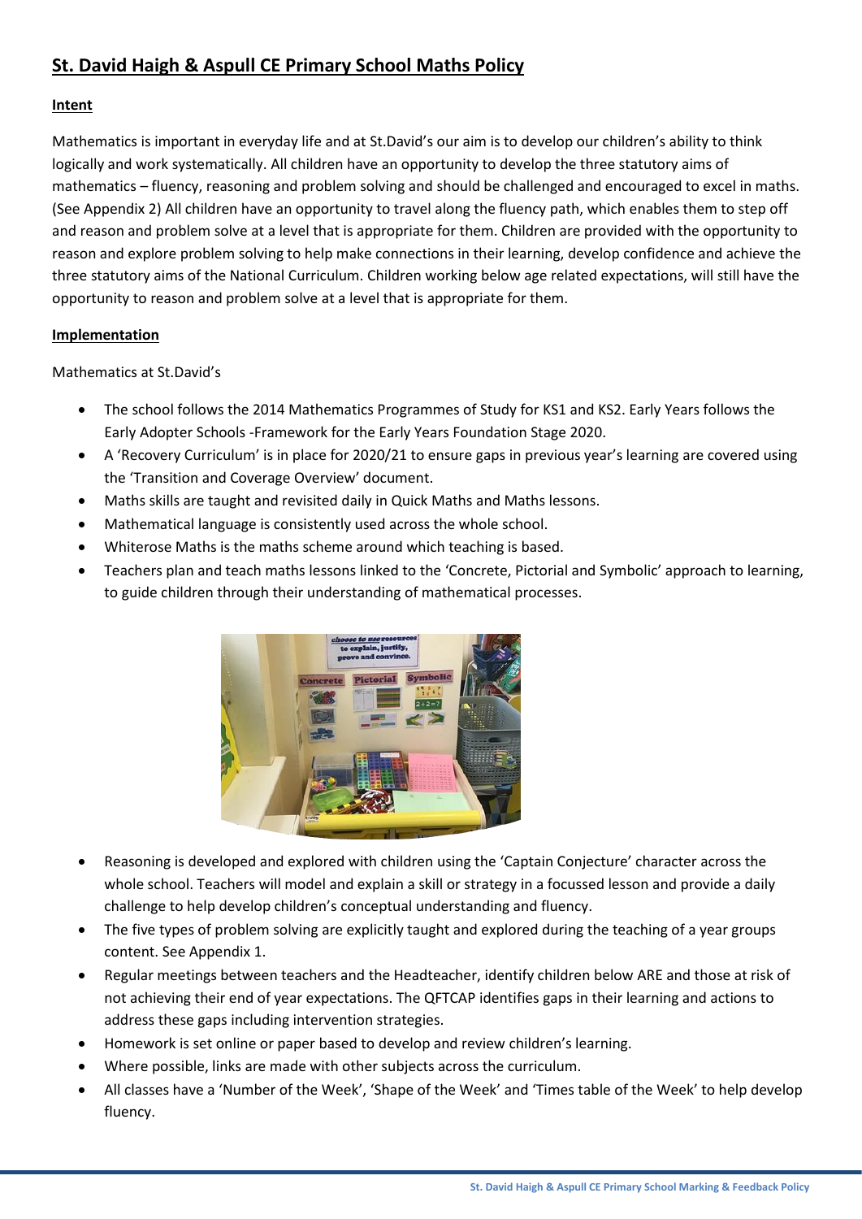## St. David Haigh & Aspull CE Primary School Maths Policy

### Intent

Mathematics is important in everyday life and at St.David's our aim is to develop our children's ability to think logically and work systematically. All children have an opportunity to develop the three statutory aims of mathematics – fluency, reasoning and problem solving and should be challenged and encouraged to excel in maths. (See Appendix 2) All children have an opportunity to travel along the fluency path, which enables them to step off and reason and problem solve at a level that is appropriate for them. Children are provided with the opportunity to reason and explore problem solving to help make connections in their learning, develop confidence and achieve the three statutory aims of the National Curriculum. Children working below age related expectations, will still have the opportunity to reason and problem solve at a level that is appropriate for them.

### Implementation

Mathematics at St.David's

- The school follows the 2014 Mathematics Programmes of Study for KS1 and KS2. Early Years follows the Early Adopter Schools -Framework for the Early Years Foundation Stage 2020.
- A 'Recovery Curriculum' is in place for 2020/21 to ensure gaps in previous year's learning are covered using the 'Transition and Coverage Overview' document.
- Maths skills are taught and revisited daily in Quick Maths and Maths lessons.
- Mathematical language is consistently used across the whole school.
- Whiterose Maths is the maths scheme around which teaching is based.
- Teachers plan and teach maths lessons linked to the 'Concrete, Pictorial and Symbolic' approach to learning, to guide children through their understanding of mathematical processes.
- Reasoning is developed and explored with children using the 'Captain Conjecture' character across the whole school. Teachers will model and explain a skill or strategy in a focussed lesson and provide a daily challenge to help develop children's conceptual understanding and fluency.
- The five types of problem solving are explicitly taught and explored during the teaching of a year groups content. See Appendix 1.
- Regular meetings between teachers and the Headteacher, identify children below ARE and those at risk of not achieving their end of year expectations. The QFTCAP identifies gaps in their learning and actions to address these gaps including intervention strategies.
- Homework is set online or paper based to develop and review children's learning.
- Where possible, links are made with other subjects across the curriculum.
- All classes have a 'Number of the Week', 'Shape of the Week' and 'Times table of the Week' to help develop fluency.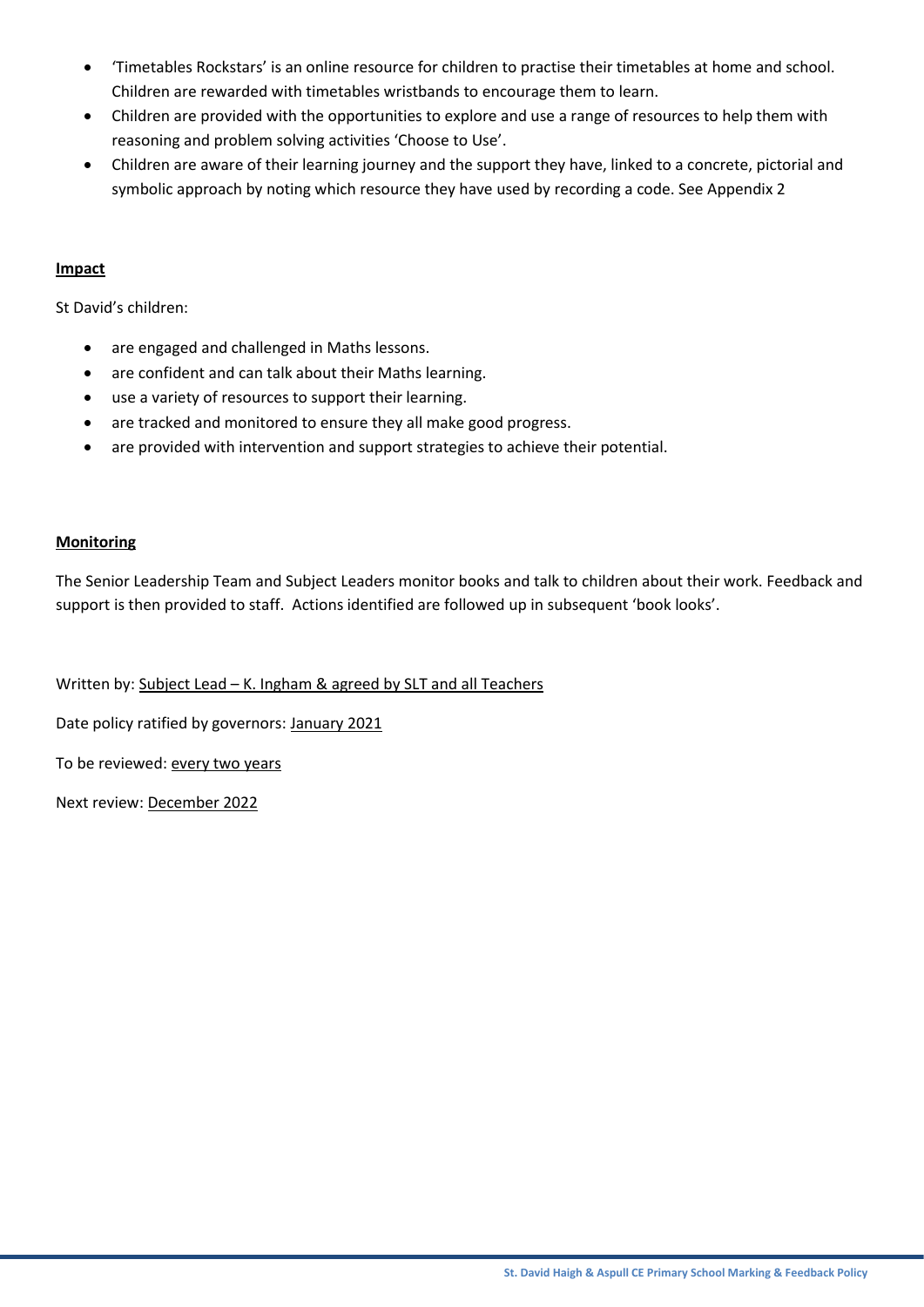- 'Timetables Rockstars' is an online resource for children to practise their timetables at home and school. Children are rewarded with timetables wristbands to encourage them to learn.
- Children are provided with the opportunities to explore and use a range of resources to help them with reasoning and problem solving activities 'Choose to Use'.
- Children are aware of their learning journey and the support they have, linked to a concrete, pictorial and symbolic approach by noting which resource they have used by recording a code. See Appendix 2

**Impact**

St David's children:

- are engaged and challenged in Maths lessons.
- are confident and can talk about their Maths learning.
- use a variety of resources to support their learning.
- are tracked and monitored to ensure they all make good progress.
- are provided with intervention and support strategies to achieve their potential.

**Monitoring**

The Senior Leadership Team and Subject Leaders monitor books and talk to children about their work. Feedback and support is then provided to staff. Actions identified are followed up in subsequent 'book looks'.

Written by: Subject Lead – K. Ingham & agreed by SLT and all Teachers

Date policy ratified by governors: January 2021

To be reviewed: every two years

Next review: December 2022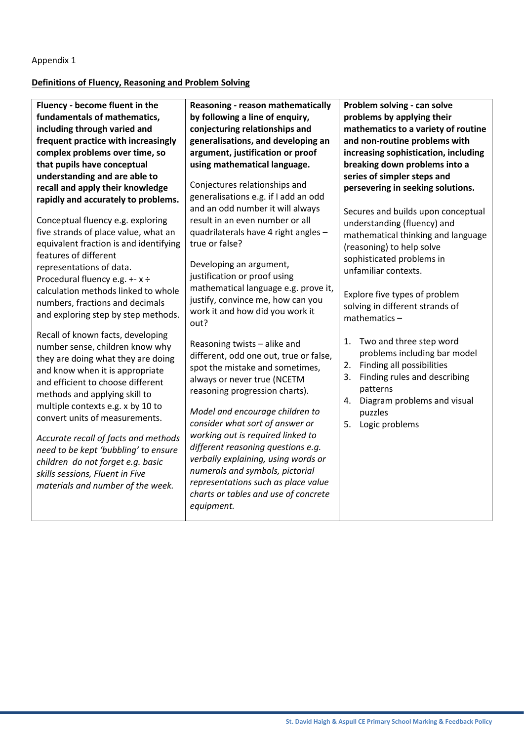Appendix 1

## Definitions of Fluency, Reasoning and Problem Solving

| **Fluency - become fluent in the fundamentals of mathematics, including through varied and frequent practice with increasingly complex problems over time, so that pupils have conceptual understanding and are able to recall and apply their knowledge rapidly and accurately to problems.** | **Reasoning - reason mathematically by following a line of enquiry, conjecturing relationships and generalisations, and developing an argument, justification or proof using mathematical language.** | **Problem solving - can solve problems by applying their mathematics to a variety of routine and non-routine problems with increasing sophistication, including breaking down problems into a series of simpler steps and persevering in seeking solutions.** |
|---|---|---|
| Conceptual fluency e.g. exploring five strands of place value, what an equivalent fraction is and identifying features of different representations of data.<br>Procedural fluency e.g. +- x ÷ calculation methods linked to whole numbers, fractions and decimals and exploring step by step methods.<br><br>Recall of known facts, developing number sense, children know why they are doing what they are doing and know when it is appropriate and efficient to choose different methods and applying skill to multiple contexts e.g. x by 10 to convert units of measurements.<br><br>*Accurate recall of facts and methods need to be kept 'bubbling' to ensure children do not forget e.g. basic skills sessions, Fluent in Five materials and number of the week.* | Conjectures relationships and generalisations e.g. if I add an odd and an odd number it will always result in an even number or all quadrilaterals have 4 right angles – true or false?<br><br>Developing an argument, justification or proof using mathematical language e.g. prove it, justify, convince me, how can you work it and how did you work it out?<br><br>Reasoning twists – alike and different, odd one out, true or false, spot the mistake and sometimes, always or never true (NCETM reasoning progression charts).<br><br>*Model and encourage children to consider what sort of answer or working out is required linked to different reasoning questions e.g. verbally explaining, using words or numerals and symbols, pictorial representations such as place value charts or tables and use of concrete equipment.* | Secures and builds upon conceptual understanding (fluency) and mathematical thinking and language (reasoning) to help solve sophisticated problems in unfamiliar contexts.<br><br>Explore five types of problem solving in different strands of mathematics –<br><br>1. Two and three step word problems including bar model<br>2. Finding all possibilities<br>3. Finding rules and describing patterns<br>4. Diagram problems and visual puzzles<br>5. Logic problems |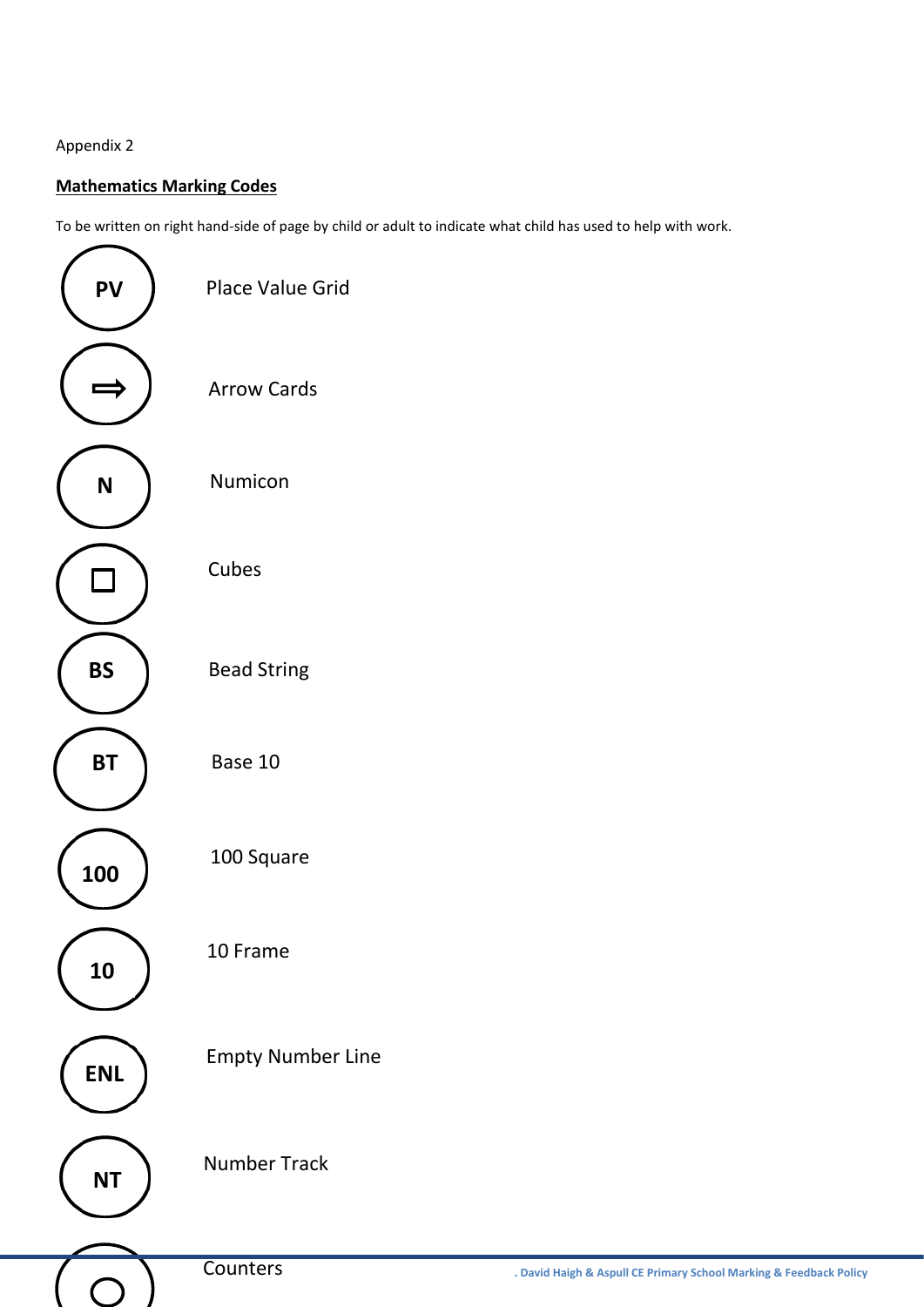Appendix 2

**Mathematics Marking Codes**

To be written on right hand-side of page by child or adult to indicate what child has used to help with work.

| | |
|---|---|
| PV | Place Value Grid |
| ⇨ | Arrow Cards |
| N | Numicon |
| □ | Cubes |
| BS | Bead String |
| BT | Base 10 |
| 100 | 100 Square |
| 10 | 10 Frame |
| ENL | Empty Number Line |
| NT | Number Track |
| ○ | Counters |